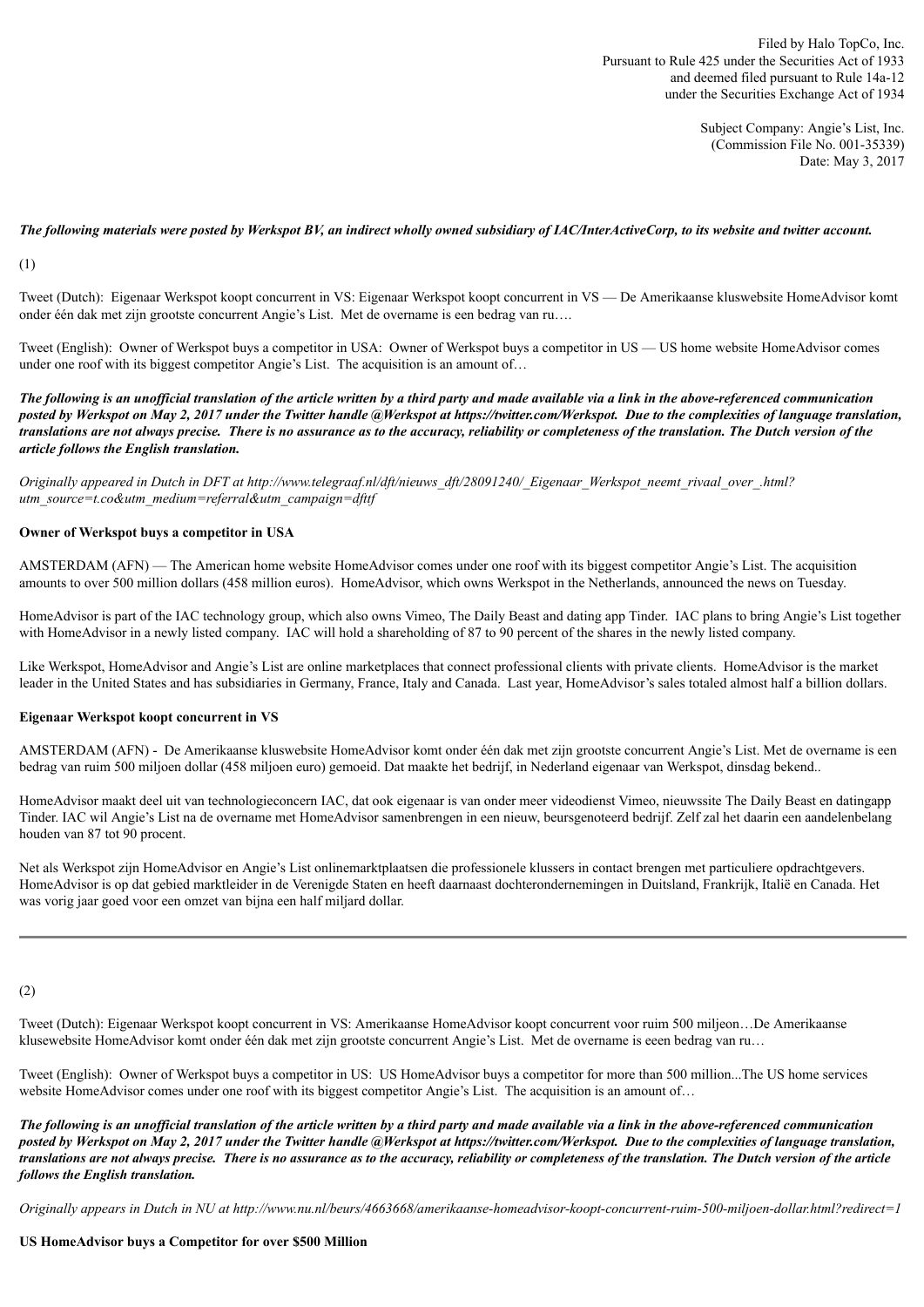Filed by Halo TopCo, Inc.
Pursuant to Rule 425 under the Securities Act of 1933
and deemed filed pursuant to Rule 14a-12
under the Securities Exchange Act of 1934

Subject Company: Angie's List, Inc.
(Commission File No. 001-35339)
Date: May 3, 2017

***The following materials were posted by Werkspot BV, an indirect wholly owned subsidiary of IAC/InterActiveCorp, to its website and twitter account.***

(1)

Tweet (Dutch): Eigenaar Werkspot koopt concurrent in VS: Eigenaar Werkspot koopt concurrent in VS — De Amerikaanse kluswebsite HomeAdvisor komt onder één dak met zijn grootste concurrent Angie's List. Met de overname is een bedrag van ru….

Tweet (English): Owner of Werkspot buys a competitor in USA: Owner of Werkspot buys a competitor in US — US home website HomeAdvisor comes under one roof with its biggest competitor Angie's List. The acquisition is an amount of…

***The following is an unofficial translation of the article written by a third party and made available via a link in the above-referenced communication posted by Werkspot on May 2, 2017 under the Twitter handle @Werkspot at https://twitter.com/Werkspot. Due to the complexities of language translation, translations are not always precise. There is no assurance as to the accuracy, reliability or completeness of the translation. The Dutch version of the article follows the English translation.***

*Originally appeared in Dutch in DFT at http://www.telegraaf.nl/dft/nieuws_dft/28091240/_Eigenaar_Werkspot_neemt_rivaal_over_.html?utm_source=t.co&utm_medium=referral&utm_campaign=dfttf*

**Owner of Werkspot buys a competitor in USA**

AMSTERDAM (AFN) — The American home website HomeAdvisor comes under one roof with its biggest competitor Angie's List. The acquisition amounts to over 500 million dollars (458 million euros). HomeAdvisor, which owns Werkspot in the Netherlands, announced the news on Tuesday.

HomeAdvisor is part of the IAC technology group, which also owns Vimeo, The Daily Beast and dating app Tinder. IAC plans to bring Angie's List together with HomeAdvisor in a newly listed company. IAC will hold a shareholding of 87 to 90 percent of the shares in the newly listed company.

Like Werkspot, HomeAdvisor and Angie's List are online marketplaces that connect professional clients with private clients. HomeAdvisor is the market leader in the United States and has subsidiaries in Germany, France, Italy and Canada. Last year, HomeAdvisor's sales totaled almost half a billion dollars.

**Eigenaar Werkspot koopt concurrent in VS**

AMSTERDAM (AFN) - De Amerikaanse kluswebsite HomeAdvisor komt onder één dak met zijn grootste concurrent Angie's List. Met de overname is een bedrag van ruim 500 miljoen dollar (458 miljoen euro) gemoeid. Dat maakte het bedrijf, in Nederland eigenaar van Werkspot, dinsdag bekend..

HomeAdvisor maakt deel uit van technologieconcern IAC, dat ook eigenaar is van onder meer videodienst Vimeo, nieuwssite The Daily Beast en datingapp Tinder. IAC wil Angie's List na de overname met HomeAdvisor samenbrengen in een nieuw, beursgenoteerd bedrijf. Zelf zal het daarin een aandelenbelang houden van 87 tot 90 procent.

Net als Werkspot zijn HomeAdvisor en Angie's List onlinemarktplaatsen die professionele klussers in contact brengen met particuliere opdrachtgevers. HomeAdvisor is op dat gebied marktleider in de Verenigde Staten en heeft daarnaast dochterondernemingen in Duitsland, Frankrijk, Italië en Canada. Het was vorig jaar goed voor een omzet van bijna een half miljard dollar.

---

(2)

Tweet (Dutch): Eigenaar Werkspot koopt concurrent in VS: Amerikaanse HomeAdvisor koopt concurrent voor ruim 500 miljeon…De Amerikaanse klusewebsite HomeAdvisor komt onder één dak met zijn grootste concurrent Angie's List. Met de overname is eeen bedrag van ru…

Tweet (English): Owner of Werkspot buys a competitor in US: US HomeAdvisor buys a competitor for more than 500 million...The US home services website HomeAdvisor comes under one roof with its biggest competitor Angie's List. The acquisition is an amount of…

***The following is an unofficial translation of the article written by a third party and made available via a link in the above-referenced communication posted by Werkspot on May 2, 2017 under the Twitter handle @Werkspot at https://twitter.com/Werkspot. Due to the complexities of language translation, translations are not always precise. There is no assurance as to the accuracy, reliability or completeness of the translation. The Dutch version of the article follows the English translation.***

*Originally appears in Dutch in NU at http://www.nu.nl/beurs/4663668/amerikaanse-homeadvisor-koopt-concurrent-ruim-500-miljoen-dollar.html?redirect=1*

**US HomeAdvisor buys a Competitor for over $500 Million**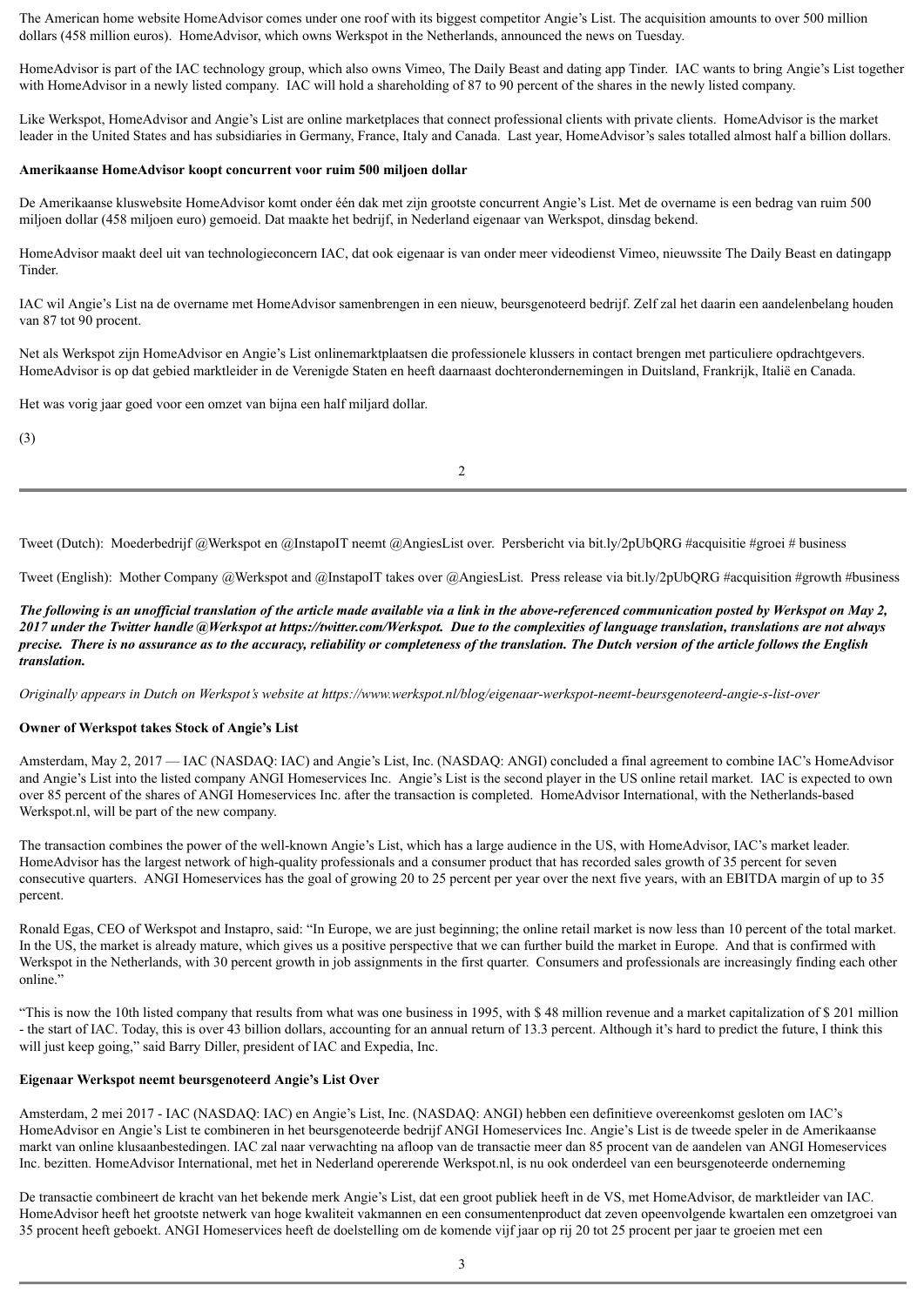The American home website HomeAdvisor comes under one roof with its biggest competitor Angie's List. The acquisition amounts to over 500 million dollars (458 million euros). HomeAdvisor, which owns Werkspot in the Netherlands, announced the news on Tuesday.

HomeAdvisor is part of the IAC technology group, which also owns Vimeo, The Daily Beast and dating app Tinder. IAC wants to bring Angie's List together with HomeAdvisor in a newly listed company. IAC will hold a shareholding of 87 to 90 percent of the shares in the newly listed company.

Like Werkspot, HomeAdvisor and Angie's List are online marketplaces that connect professional clients with private clients. HomeAdvisor is the market leader in the United States and has subsidiaries in Germany, France, Italy and Canada. Last year, HomeAdvisor's sales totalled almost half a billion dollars.

**Amerikaanse HomeAdvisor koopt concurrent voor ruim 500 miljoen dollar**

De Amerikaanse kluswebsite HomeAdvisor komt onder één dak met zijn grootste concurrent Angie's List. Met de overname is een bedrag van ruim 500 miljoen dollar (458 miljoen euro) gemoeid. Dat maakte het bedrijf, in Nederland eigenaar van Werkspot, dinsdag bekend.

HomeAdvisor maakt deel uit van technologieconcern IAC, dat ook eigenaar is van onder meer videodienst Vimeo, nieuwssite The Daily Beast en datingapp Tinder.

IAC wil Angie's List na de overname met HomeAdvisor samenbrengen in een nieuw, beursgenoteerd bedrijf. Zelf zal het daarin een aandelenbelang houden van 87 tot 90 procent.

Net als Werkspot zijn HomeAdvisor en Angie's List onlinemarktplaatsen die professionele klussers in contact brengen met particuliere opdrachtgevers. HomeAdvisor is op dat gebied marktleider in de Verenigde Staten en heeft daarnaast dochterondernemingen in Duitsland, Frankrijk, Italië en Canada.

Het was vorig jaar goed voor een omzet van bijna een half miljard dollar.

(3)

Tweet (Dutch): Moederbedrijf @Werkspot en @InstapoIT neemt @AngiesList over. Persbericht via bit.ly/2pUbQRG #acquisitie #groei # business

Tweet (English): Mother Company @Werkspot and @InstapoIT takes over @AngiesList. Press release via bit.ly/2pUbQRG #acquisition #growth #business

***The following is an unofficial translation of the article made available via a link in the above-referenced communication posted by Werkspot on May 2, 2017 under the Twitter handle @Werkspot at https://twitter.com/Werkspot. Due to the complexities of language translation, translations are not always precise. There is no assurance as to the accuracy, reliability or completeness of the translation. The Dutch version of the article follows the English translation.***

*Originally appears in Dutch on Werkspot's website at https://www.werkspot.nl/blog/eigenaar-werkspot-neemt-beursgenoteerd-angie-s-list-over*

**Owner of Werkspot takes Stock of Angie's List**

Amsterdam, May 2, 2017 — IAC (NASDAQ: IAC) and Angie's List, Inc. (NASDAQ: ANGI) concluded a final agreement to combine IAC's HomeAdvisor and Angie's List into the listed company ANGI Homeservices Inc. Angie's List is the second player in the US online retail market. IAC is expected to own over 85 percent of the shares of ANGI Homeservices Inc. after the transaction is completed. HomeAdvisor International, with the Netherlands-based Werkspot.nl, will be part of the new company.

The transaction combines the power of the well-known Angie's List, which has a large audience in the US, with HomeAdvisor, IAC's market leader. HomeAdvisor has the largest network of high-quality professionals and a consumer product that has recorded sales growth of 35 percent for seven consecutive quarters. ANGI Homeservices has the goal of growing 20 to 25 percent per year over the next five years, with an EBITDA margin of up to 35 percent.

Ronald Egas, CEO of Werkspot and Instapro, said: "In Europe, we are just beginning; the online retail market is now less than 10 percent of the total market. In the US, the market is already mature, which gives us a positive perspective that we can further build the market in Europe. And that is confirmed with Werkspot in the Netherlands, with 30 percent growth in job assignments in the first quarter. Consumers and professionals are increasingly finding each other online."

"This is now the 10th listed company that results from what was one business in 1995, with $ 48 million revenue and a market capitalization of $ 201 million - the start of IAC. Today, this is over 43 billion dollars, accounting for an annual return of 13.3 percent. Although it's hard to predict the future, I think this will just keep going," said Barry Diller, president of IAC and Expedia, Inc.

**Eigenaar Werkspot neemt beursgenoteerd Angie's List Over**

Amsterdam, 2 mei 2017 - IAC (NASDAQ: IAC) en Angie's List, Inc. (NASDAQ: ANGI) hebben een definitieve overeenkomst gesloten om IAC's HomeAdvisor en Angie's List te combineren in het beursgenoteerde bedrijf ANGI Homeservices Inc. Angie's List is de tweede speler in de Amerikaanse markt van online klusaanbestedingen. IAC zal naar verwachting na afloop van de transactie meer dan 85 procent van de aandelen van ANGI Homeservices Inc. bezitten. HomeAdvisor International, met het in Nederland opererende Werkspot.nl, is nu ook onderdeel van een beursgenoteerde onderneming

De transactie combineert de kracht van het bekende merk Angie's List, dat een groot publiek heeft in de VS, met HomeAdvisor, de marktleider van IAC. HomeAdvisor heeft het grootste netwerk van hoge kwaliteit vakmannen en een consumentenproduct dat zeven opeenvolgende kwartalen een omzetgroei van 35 procent heeft geboekt. ANGI Homeservices heeft de doelstelling om de komende vijf jaar op rij 20 tot 25 procent per jaar te groeien met een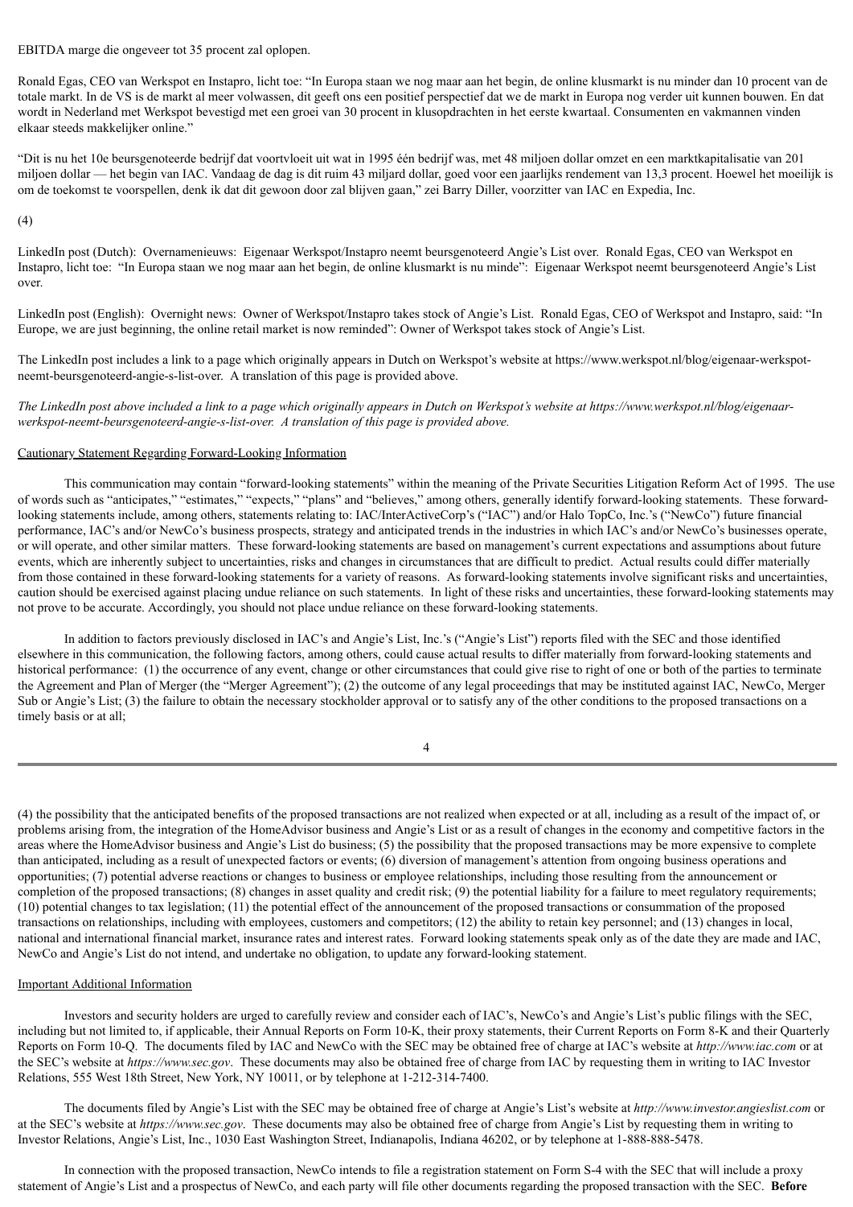EBITDA marge die ongeveer tot 35 procent zal oplopen.

Ronald Egas, CEO van Werkspot en Instapro, licht toe: "In Europa staan we nog maar aan het begin, de online klusmarkt is nu minder dan 10 procent van de totale markt. In de VS is de markt al meer volwassen, dit geeft ons een positief perspectief dat we de markt in Europa nog verder uit kunnen bouwen. En dat wordt in Nederland met Werkspot bevestigd met een groei van 30 procent in klusopdrachten in het eerste kwartaal. Consumenten en vakmannen vinden elkaar steeds makkelijker online."

"Dit is nu het 10e beursgenoteerde bedrijf dat voortvloeit uit wat in 1995 één bedrijf was, met 48 miljoen dollar omzet en een marktkapitalisatie van 201 miljoen dollar — het begin van IAC. Vandaag de dag is dit ruim 43 miljard dollar, goed voor een jaarlijks rendement van 13,3 procent. Hoewel het moeilijk is om de toekomst te voorspellen, denk ik dat dit gewoon door zal blijven gaan," zei Barry Diller, voorzitter van IAC en Expedia, Inc.

(4)

LinkedIn post (Dutch): Overnamenieuws: Eigenaar Werkspot/Instapro neemt beursgenoteerd Angie's List over. Ronald Egas, CEO van Werkspot en Instapro, licht toe: "In Europa staan we nog maar aan het begin, de online klusmarkt is nu minde": Eigenaar Werkspot neemt beursgenoteerd Angie's List over.

LinkedIn post (English): Overnight news: Owner of Werkspot/Instapro takes stock of Angie's List. Ronald Egas, CEO of Werkspot and Instapro, said: "In Europe, we are just beginning, the online retail market is now reminded": Owner of Werkspot takes stock of Angie's List.

The LinkedIn post includes a link to a page which originally appears in Dutch on Werkspot's website at https://www.werkspot.nl/blog/eigenaar-werkspot-neemt-beursgenoteerd-angie-s-list-over. A translation of this page is provided above.

*The LinkedIn post above included a link to a page which originally appears in Dutch on Werkspot's website at https://www.werkspot.nl/blog/eigenaar-werkspot-neemt-beursgenoteerd-angie-s-list-over. A translation of this page is provided above.*

## Cautionary Statement Regarding Forward-Looking Information

This communication may contain "forward-looking statements" within the meaning of the Private Securities Litigation Reform Act of 1995. The use of words such as "anticipates," "estimates," "expects," "plans" and "believes," among others, generally identify forward-looking statements. These forward-looking statements include, among others, statements relating to: IAC/InterActiveCorp's ("IAC") and/or Halo TopCo, Inc.'s ("NewCo") future financial performance, IAC's and/or NewCo's business prospects, strategy and anticipated trends in the industries in which IAC's and/or NewCo's businesses operate, or will operate, and other similar matters. These forward-looking statements are based on management's current expectations and assumptions about future events, which are inherently subject to uncertainties, risks and changes in circumstances that are difficult to predict. Actual results could differ materially from those contained in these forward-looking statements for a variety of reasons. As forward-looking statements involve significant risks and uncertainties, caution should be exercised against placing undue reliance on such statements. In light of these risks and uncertainties, these forward-looking statements may not prove to be accurate. Accordingly, you should not place undue reliance on these forward-looking statements.

In addition to factors previously disclosed in IAC's and Angie's List, Inc.'s ("Angie's List") reports filed with the SEC and those identified elsewhere in this communication, the following factors, among others, could cause actual results to differ materially from forward-looking statements and historical performance: (1) the occurrence of any event, change or other circumstances that could give rise to right of one or both of the parties to terminate the Agreement and Plan of Merger (the "Merger Agreement"); (2) the outcome of any legal proceedings that may be instituted against IAC, NewCo, Merger Sub or Angie's List; (3) the failure to obtain the necessary stockholder approval or to satisfy any of the other conditions to the proposed transactions on a timely basis or at all; (4) the possibility that the anticipated benefits of the proposed transactions are not realized when expected or at all, including as a result of the impact of, or problems arising from, the integration of the HomeAdvisor business and Angie's List or as a result of changes in the economy and competitive factors in the areas where the HomeAdvisor business and Angie's List do business; (5) the possibility that the proposed transactions may be more expensive to complete than anticipated, including as a result of unexpected factors or events; (6) diversion of management's attention from ongoing business operations and opportunities; (7) potential adverse reactions or changes to business or employee relationships, including those resulting from the announcement or completion of the proposed transactions; (8) changes in asset quality and credit risk; (9) the potential liability for a failure to meet regulatory requirements; (10) potential changes to tax legislation; (11) the potential effect of the announcement of the proposed transactions or consummation of the proposed transactions on relationships, including with employees, customers and competitors; (12) the ability to retain key personnel; and (13) changes in local, national and international financial market, insurance rates and interest rates. Forward looking statements speak only as of the date they are made and IAC, NewCo and Angie's List do not intend, and undertake no obligation, to update any forward-looking statement.

## Important Additional Information

Investors and security holders are urged to carefully review and consider each of IAC's, NewCo's and Angie's List's public filings with the SEC, including but not limited to, if applicable, their Annual Reports on Form 10-K, their proxy statements, their Current Reports on Form 8-K and their Quarterly Reports on Form 10-Q. The documents filed by IAC and NewCo with the SEC may be obtained free of charge at IAC's website at *http://www.iac.com* or at the SEC's website at *https://www.sec.gov*. These documents may also be obtained free of charge from IAC by requesting them in writing to IAC Investor Relations, 555 West 18th Street, New York, NY 10011, or by telephone at 1-212-314-7400.

The documents filed by Angie's List with the SEC may be obtained free of charge at Angie's List's website at *http://www.investor.angieslist.com* or at the SEC's website at *https://www.sec.gov*. These documents may also be obtained free of charge from Angie's List by requesting them in writing to Investor Relations, Angie's List, Inc., 1030 East Washington Street, Indianapolis, Indiana 46202, or by telephone at 1-888-888-5478.

In connection with the proposed transaction, NewCo intends to file a registration statement on Form S-4 with the SEC that will include a proxy statement of Angie's List and a prospectus of NewCo, and each party will file other documents regarding the proposed transaction with the SEC. **Before**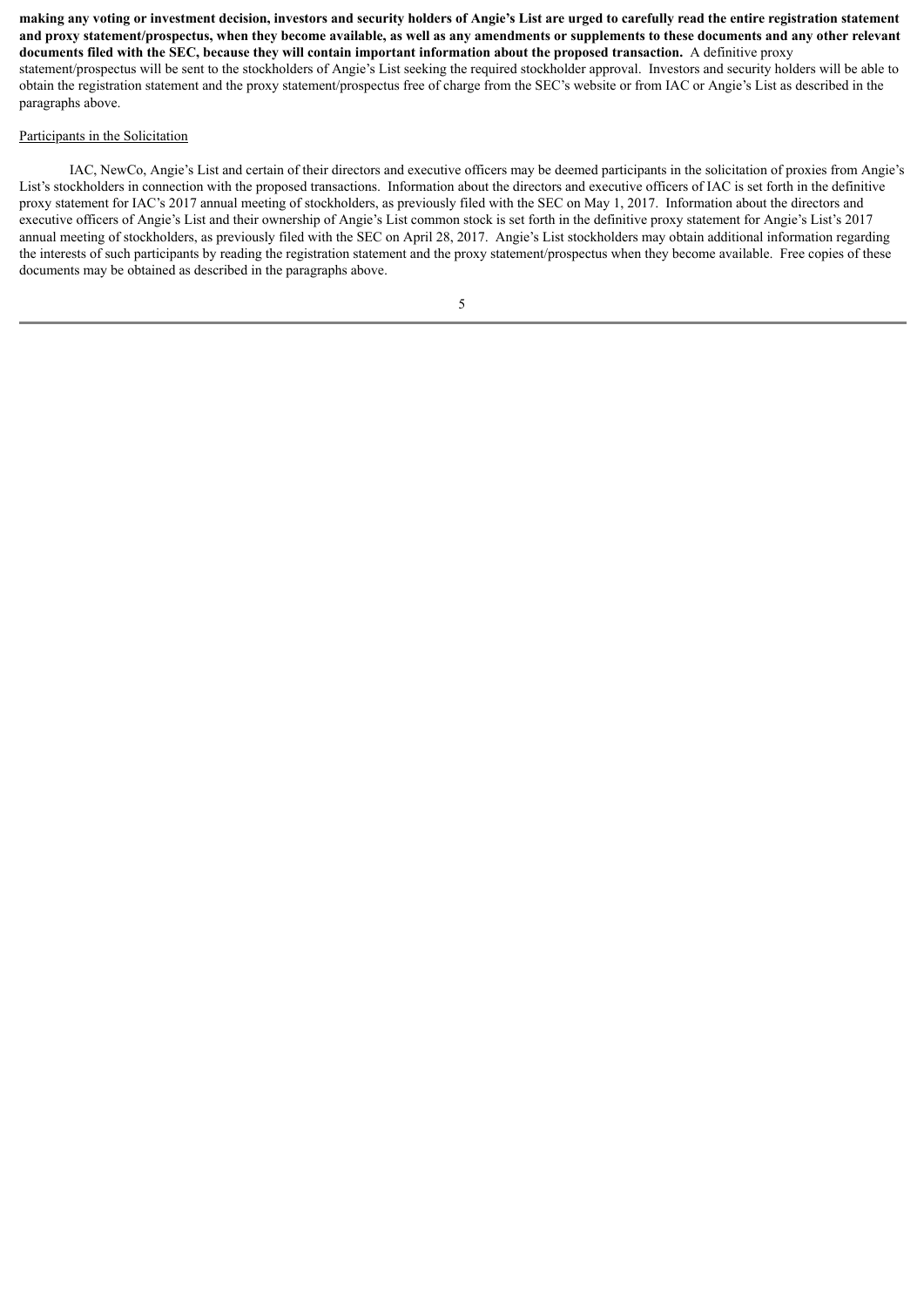**making any voting or investment decision, investors and security holders of Angie's List are urged to carefully read the entire registration statement and proxy statement/prospectus, when they become available, as well as any amendments or supplements to these documents and any other relevant documents filed with the SEC, because they will contain important information about the proposed transaction.** A definitive proxy statement/prospectus will be sent to the stockholders of Angie's List seeking the required stockholder approval. Investors and security holders will be able to obtain the registration statement and the proxy statement/prospectus free of charge from the SEC's website or from IAC or Angie's List as described in the paragraphs above.

Participants in the Solicitation

IAC, NewCo, Angie's List and certain of their directors and executive officers may be deemed participants in the solicitation of proxies from Angie's List's stockholders in connection with the proposed transactions. Information about the directors and executive officers of IAC is set forth in the definitive proxy statement for IAC's 2017 annual meeting of stockholders, as previously filed with the SEC on May 1, 2017. Information about the directors and executive officers of Angie's List and their ownership of Angie's List common stock is set forth in the definitive proxy statement for Angie's List's 2017 annual meeting of stockholders, as previously filed with the SEC on April 28, 2017. Angie's List stockholders may obtain additional information regarding the interests of such participants by reading the registration statement and the proxy statement/prospectus when they become available. Free copies of these documents may be obtained as described in the paragraphs above.